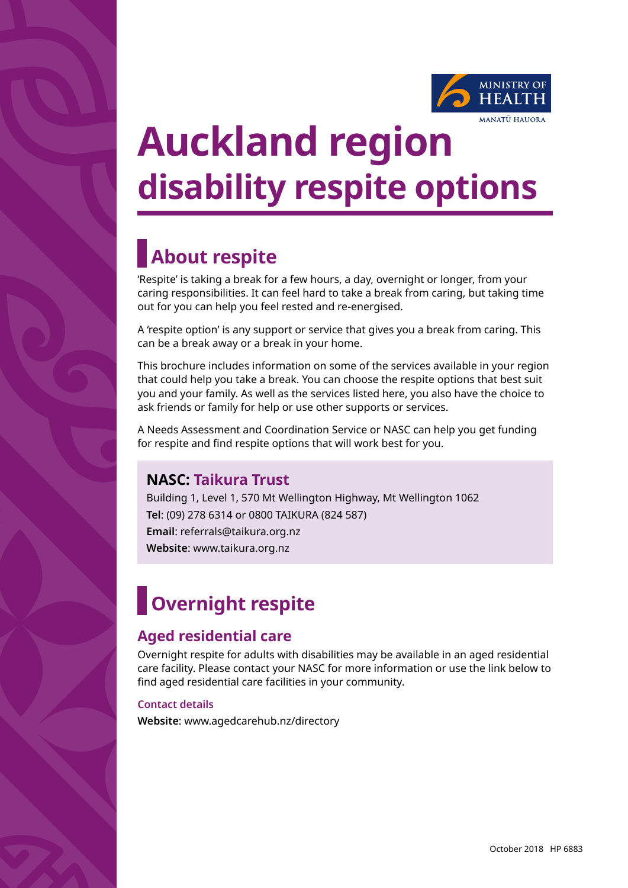# Auckland region disability respite options

## About respite

'Respite' is taking a break for a few hours, a day, overnight or longer, from your caring responsibilities. It can feel hard to take a break from caring, but taking time out for you can help you feel rested and re-energised.

A 'respite option' is any support or service that gives you a break from caring. This can be a break away or a break in your home.

This brochure includes information on some of the services available in your region that could help you take a break. You can choose the respite options that best suit you and your family. As well as the services listed here, you also have the choice to ask friends or family for help or use other supports or services.

A Needs Assessment and Coordination Service or NASC can help you get funding for respite and find respite options that will work best for you.

### NASC: Taikura Trust

Building 1, Level 1, 570 Mt Wellington Highway, Mt Wellington 1062
**Tel**: (09) 278 6314 or 0800 TAIKURA (824 587)
**Email**: referrals@taikura.org.nz
**Website**: www.taikura.org.nz

## Overnight respite

### Aged residential care

Overnight respite for adults with disabilities may be available in an aged residential care facility. Please contact your NASC for more information or use the link below to find aged residential care facilities in your community.

#### Contact details

**Website**: www.agedcarehub.nz/directory

October 2018 HP 6883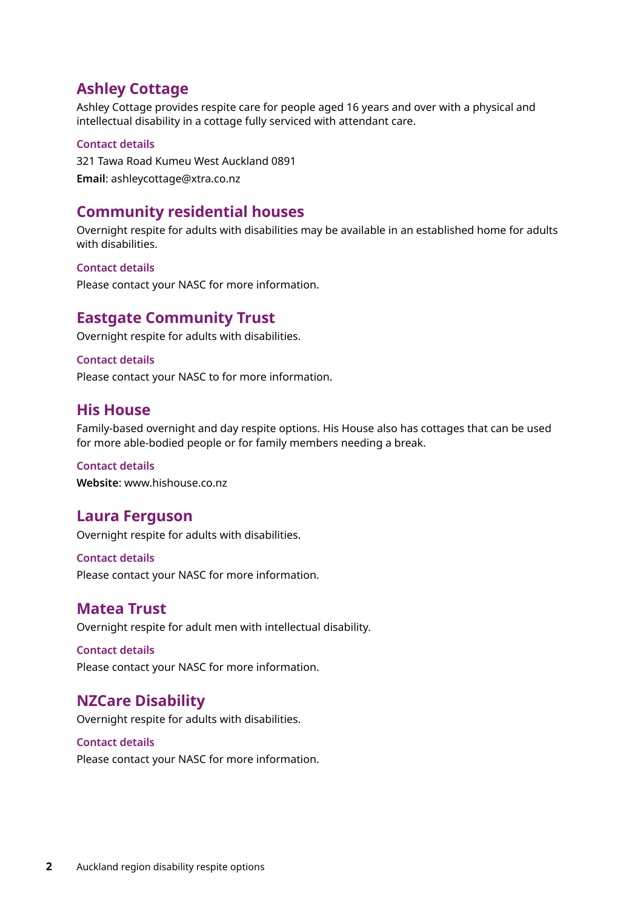## Ashley Cottage

Ashley Cottage provides respite care for people aged 16 years and over with a physical and intellectual disability in a cottage fully serviced with attendant care.

### Contact details

321 Tawa Road Kumeu West Auckland 0891

**Email**: ashleycottage@xtra.co.nz

## Community residential houses

Overnight respite for adults with disabilities may be available in an established home for adults with disabilities.

### Contact details

Please contact your NASC for more information.

## Eastgate Community Trust

Overnight respite for adults with disabilities.

### Contact details

Please contact your NASC to for more information.

## His House

Family-based overnight and day respite options. His House also has cottages that can be used for more able-bodied people or for family members needing a break.

### Contact details

**Website**: www.hishouse.co.nz

## Laura Ferguson

Overnight respite for adults with disabilities.

### Contact details

Please contact your NASC for more information.

## Matea Trust

Overnight respite for adult men with intellectual disability.

### Contact details

Please contact your NASC for more information.

## NZCare Disability

Overnight respite for adults with disabilities.

### Contact details

Please contact your NASC for more information.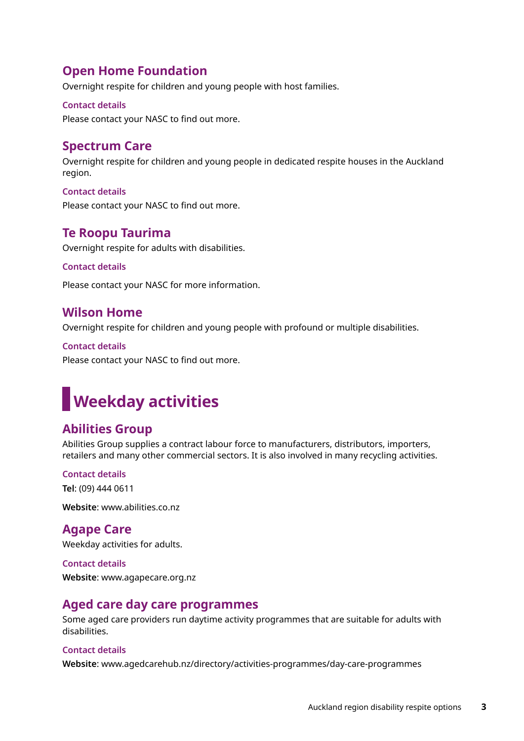### Open Home Foundation

Overnight respite for children and young people with host families.

#### Contact details

Please contact your NASC to find out more.

### Spectrum Care

Overnight respite for children and young people in dedicated respite houses in the Auckland region.

#### Contact details

Please contact your NASC to find out more.

### Te Roopu Taurima

Overnight respite for adults with disabilities.

#### Contact details

Please contact your NASC for more information.

### Wilson Home

Overnight respite for children and young people with profound or multiple disabilities.

#### Contact details

Please contact your NASC to find out more.

## Weekday activities

### Abilities Group

Abilities Group supplies a contract labour force to manufacturers, distributors, importers, retailers and many other commercial sectors. It is also involved in many recycling activities.

#### Contact details

**Tel**: (09) 444 0611

**Website**: www.abilities.co.nz

### Agape Care

Weekday activities for adults.

#### Contact details

**Website**: www.agapecare.org.nz

### Aged care day care programmes

Some aged care providers run daytime activity programmes that are suitable for adults with disabilities.

#### Contact details

**Website**: www.agedcarehub.nz/directory/activities-programmes/day-care-programmes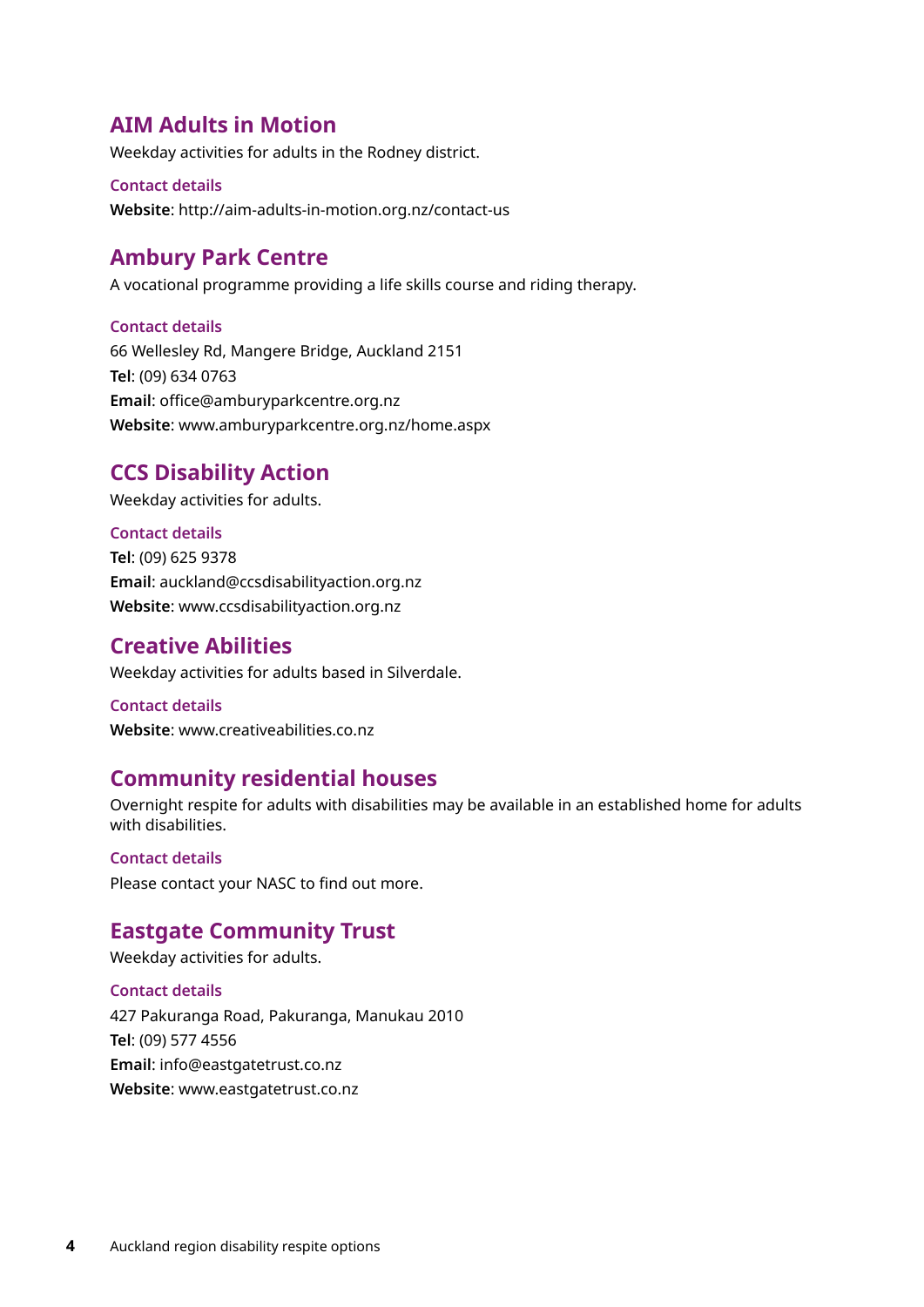## AIM Adults in Motion

Weekday activities for adults in the Rodney district.

### Contact details

**Website**: http://aim-adults-in-motion.org.nz/contact-us

## Ambury Park Centre

A vocational programme providing a life skills course and riding therapy.

### Contact details

66 Wellesley Rd, Mangere Bridge, Auckland 2151
**Tel**: (09) 634 0763
**Email**: office@amburyparkcentre.org.nz
**Website**: www.amburyparkcentre.org.nz/home.aspx

## CCS Disability Action

Weekday activities for adults.

### Contact details

**Tel**: (09) 625 9378
**Email**: auckland@ccsdisabilityaction.org.nz
**Website**: www.ccsdisabilityaction.org.nz

## Creative Abilities

Weekday activities for adults based in Silverdale.

### Contact details

**Website**: www.creativeabilities.co.nz

## Community residential houses

Overnight respite for adults with disabilities may be available in an established home for adults with disabilities.

### Contact details

Please contact your NASC to find out more.

## Eastgate Community Trust

Weekday activities for adults.

### Contact details

427 Pakuranga Road, Pakuranga, Manukau 2010
**Tel**: (09) 577 4556
**Email**: info@eastgatetrust.co.nz
**Website**: www.eastgatetrust.co.nz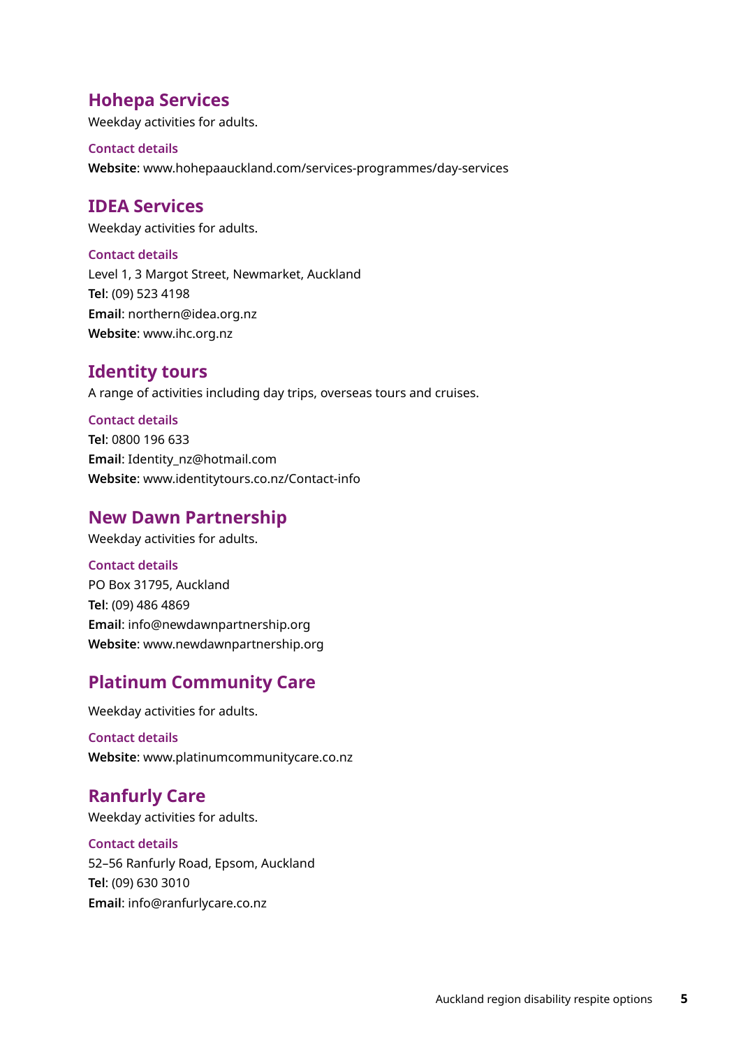## Hohepa Services

Weekday activities for adults.

### Contact details

**Website**: www.hohepaauckland.com/services-programmes/day-services

## IDEA Services

Weekday activities for adults.

### Contact details

Level 1, 3 Margot Street, Newmarket, Auckland
**Tel**: (09) 523 4198
**Email**: northern@idea.org.nz
**Website**: www.ihc.org.nz

## Identity tours

A range of activities including day trips, overseas tours and cruises.

### Contact details

**Tel**: 0800 196 633
**Email**: Identity_nz@hotmail.com
**Website**: www.identitytours.co.nz/Contact-info

## New Dawn Partnership

Weekday activities for adults.

### Contact details

PO Box 31795, Auckland
**Tel**: (09) 486 4869
**Email**: info@newdawnpartnership.org
**Website**: www.newdawnpartnership.org

## Platinum Community Care

Weekday activities for adults.

### Contact details

**Website**: www.platinumcommunitycare.co.nz

## Ranfurly Care

Weekday activities for adults.

### Contact details

52–56 Ranfurly Road, Epsom, Auckland
**Tel**: (09) 630 3010
**Email**: info@ranfurlycare.co.nz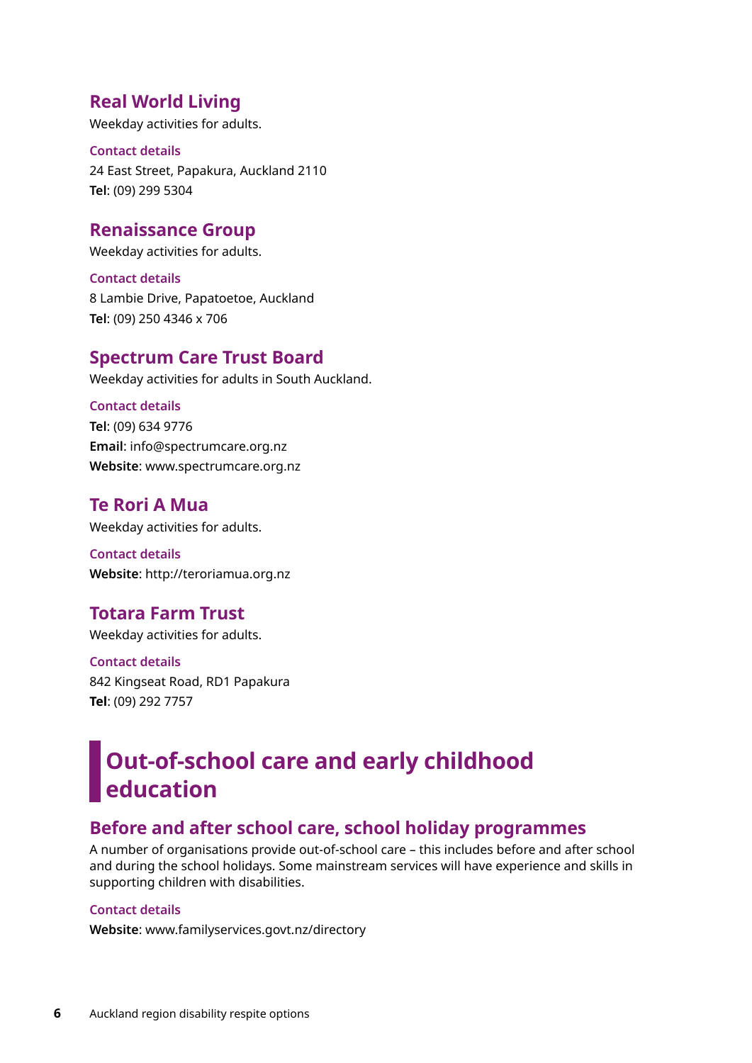### Real World Living

Weekday activities for adults.

#### Contact details

24 East Street, Papakura, Auckland 2110
**Tel**: (09) 299 5304

### Renaissance Group

Weekday activities for adults.

#### Contact details

8 Lambie Drive, Papatoetoe, Auckland
**Tel**: (09) 250 4346 x 706

### Spectrum Care Trust Board

Weekday activities for adults in South Auckland.

#### Contact details

**Tel**: (09) 634 9776
**Email**: info@spectrumcare.org.nz
**Website**: www.spectrumcare.org.nz

### Te Rori A Mua

Weekday activities for adults.

#### Contact details

**Website**: http://teroriamua.org.nz

### Totara Farm Trust

Weekday activities for adults.

#### Contact details

842 Kingseat Road, RD1 Papakura
**Tel**: (09) 292 7757

## Out-of-school care and early childhood education

### Before and after school care, school holiday programmes

A number of organisations provide out-of-school care – this includes before and after school and during the school holidays. Some mainstream services will have experience and skills in supporting children with disabilities.

#### Contact details

**Website**: www.familyservices.govt.nz/directory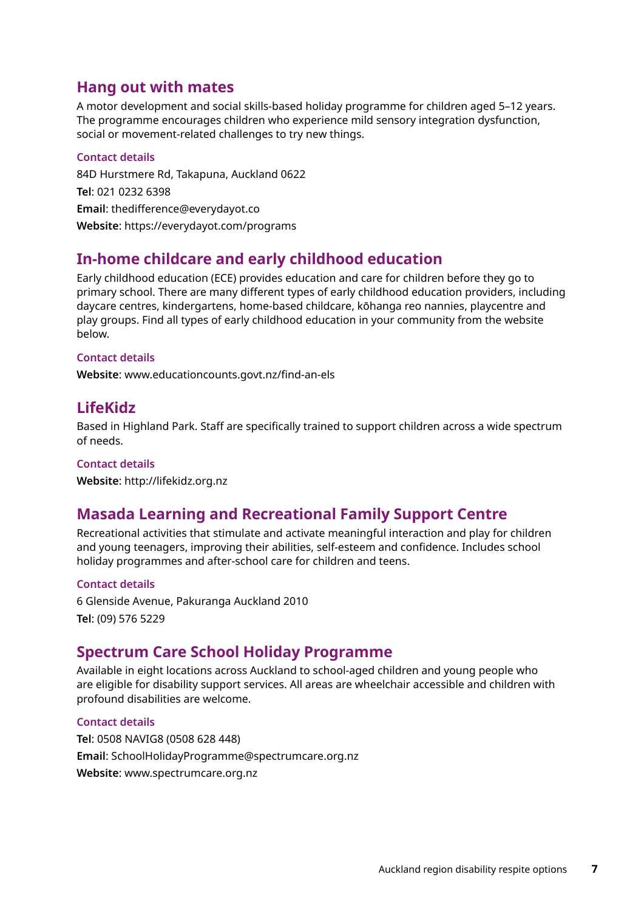## Hang out with mates

A motor development and social skills-based holiday programme for children aged 5–12 years. The programme encourages children who experience mild sensory integration dysfunction, social or movement-related challenges to try new things.

#### Contact details

84D Hurstmere Rd, Takapuna, Auckland 0622

**Tel**: 021 0232 6398

**Email**: thedifference@everydayot.co

**Website**: https://everydayot.com/programs

## In-home childcare and early childhood education

Early childhood education (ECE) provides education and care for children before they go to primary school. There are many different types of early childhood education providers, including daycare centres, kindergartens, home-based childcare, kōhanga reo nannies, playcentre and play groups. Find all types of early childhood education in your community from the website below.

#### Contact details

**Website**: www.educationcounts.govt.nz/find-an-els

## LifeKidz

Based in Highland Park. Staff are specifically trained to support children across a wide spectrum of needs.

#### Contact details

**Website**: http://lifekidz.org.nz

## Masada Learning and Recreational Family Support Centre

Recreational activities that stimulate and activate meaningful interaction and play for children and young teenagers, improving their abilities, self-esteem and confidence. Includes school holiday programmes and after-school care for children and teens.

#### Contact details

6 Glenside Avenue, Pakuranga Auckland 2010

**Tel**: (09) 576 5229

## Spectrum Care School Holiday Programme

Available in eight locations across Auckland to school-aged children and young people who are eligible for disability support services. All areas are wheelchair accessible and children with profound disabilities are welcome.

#### Contact details

**Tel**: 0508 NAVIG8 (0508 628 448)

**Email**: SchoolHolidayProgramme@spectrumcare.org.nz

**Website**: www.spectrumcare.org.nz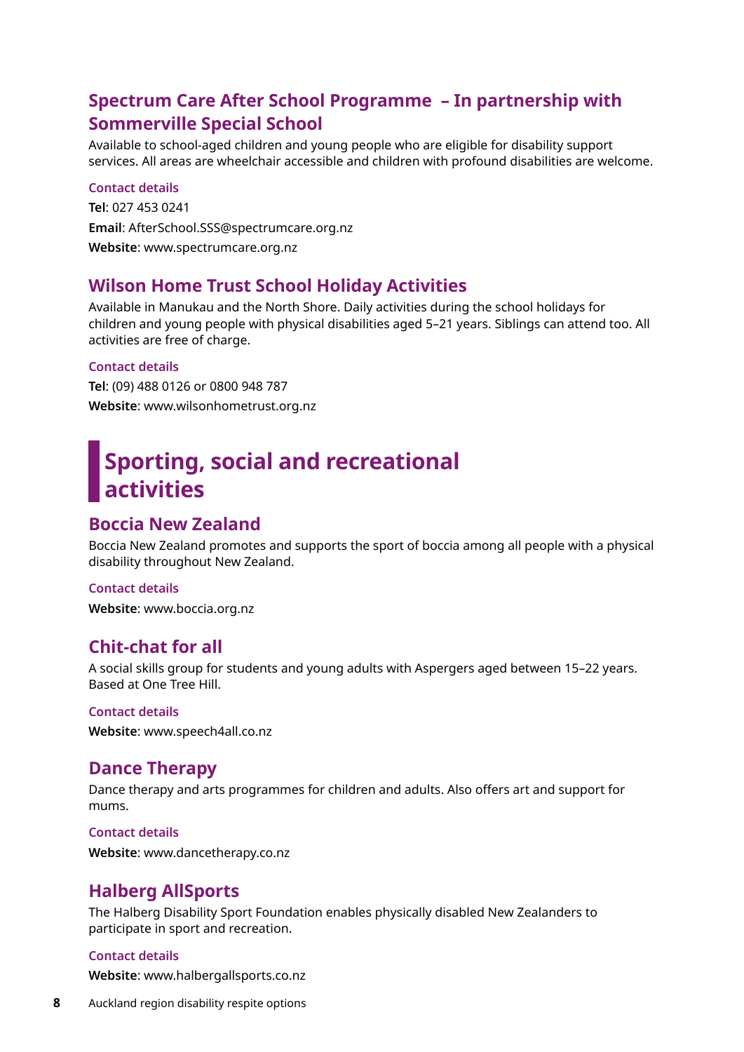### Spectrum Care After School Programme – In partnership with Sommerville Special School

Available to school-aged children and young people who are eligible for disability support services. All areas are wheelchair accessible and children with profound disabilities are welcome.

#### Contact details

**Tel**: 027 453 0241

**Email**: AfterSchool.SSS@spectrumcare.org.nz

**Website**: www.spectrumcare.org.nz

### Wilson Home Trust School Holiday Activities

Available in Manukau and the North Shore. Daily activities during the school holidays for children and young people with physical disabilities aged 5–21 years. Siblings can attend too. All activities are free of charge.

#### Contact details

**Tel**: (09) 488 0126 or 0800 948 787

**Website**: www.wilsonhometrust.org.nz

## Sporting, social and recreational activities

### Boccia New Zealand

Boccia New Zealand promotes and supports the sport of boccia among all people with a physical disability throughout New Zealand.

#### Contact details

**Website**: www.boccia.org.nz

### Chit-chat for all

A social skills group for students and young adults with Aspergers aged between 15–22 years. Based at One Tree Hill.

#### Contact details

**Website**: www.speech4all.co.nz

### Dance Therapy

Dance therapy and arts programmes for children and adults. Also offers art and support for mums.

#### Contact details

**Website**: www.dancetherapy.co.nz

### Halberg AllSports

The Halberg Disability Sport Foundation enables physically disabled New Zealanders to participate in sport and recreation.

#### Contact details

**Website**: www.halbergallsports.co.nz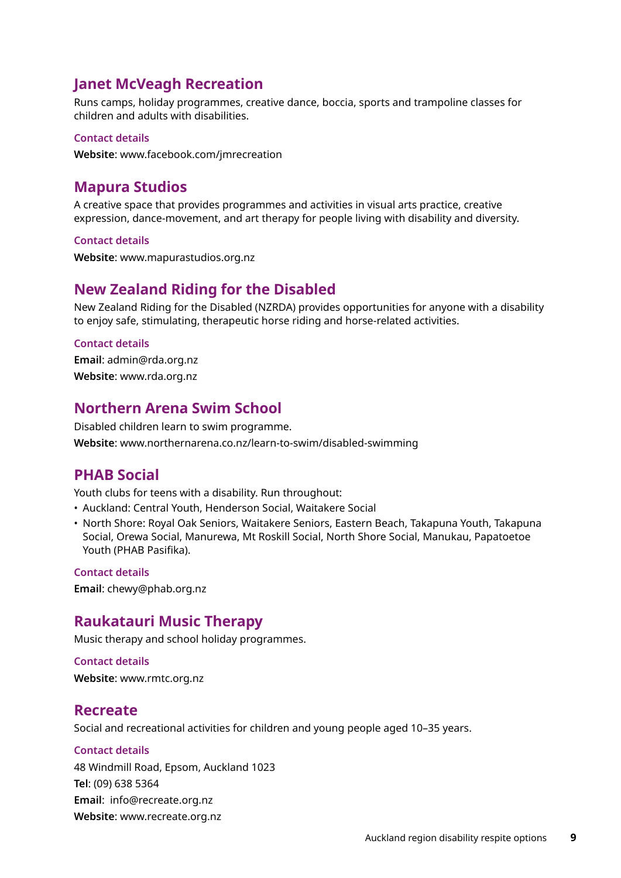## Janet McVeagh Recreation

Runs camps, holiday programmes, creative dance, boccia, sports and trampoline classes for children and adults with disabilities.

### Contact details

**Website**: www.facebook.com/jmrecreation

## Mapura Studios

A creative space that provides programmes and activities in visual arts practice, creative expression, dance-movement, and art therapy for people living with disability and diversity.

### Contact details

**Website**: www.mapurastudios.org.nz

## New Zealand Riding for the Disabled

New Zealand Riding for the Disabled (NZRDA) provides opportunities for anyone with a disability to enjoy safe, stimulating, therapeutic horse riding and horse-related activities.

### Contact details

**Email**: admin@rda.org.nz
**Website**: www.rda.org.nz

## Northern Arena Swim School

Disabled children learn to swim programme.
**Website**: www.northernarena.co.nz/learn-to-swim/disabled-swimming

## PHAB Social

Youth clubs for teens with a disability. Run throughout:

- Auckland: Central Youth, Henderson Social, Waitakere Social
- North Shore: Royal Oak Seniors, Waitakere Seniors, Eastern Beach, Takapuna Youth, Takapuna Social, Orewa Social, Manurewa, Mt Roskill Social, North Shore Social, Manukau, Papatoetoe Youth (PHAB Pasifika).

### Contact details

**Email**: chewy@phab.org.nz

## Raukatauri Music Therapy

Music therapy and school holiday programmes.

### Contact details

**Website**: www.rmtc.org.nz

## Recreate

Social and recreational activities for children and young people aged 10–35 years.

### Contact details

48 Windmill Road, Epsom, Auckland 1023
**Tel**: (09) 638 5364
**Email**: info@recreate.org.nz
**Website**: www.recreate.org.nz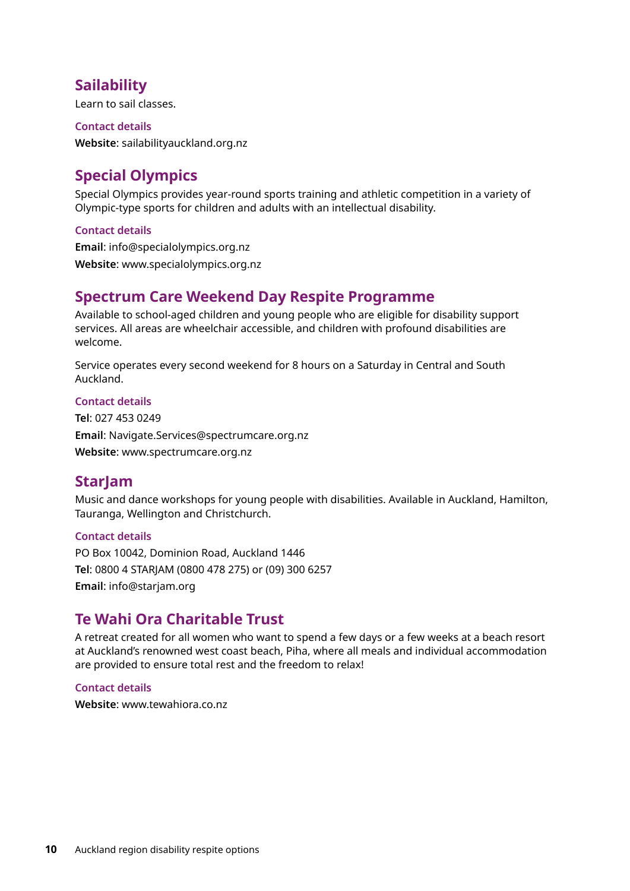## Sailability

Learn to sail classes.

#### Contact details

**Website**: sailabilityauckland.org.nz

## Special Olympics

Special Olympics provides year-round sports training and athletic competition in a variety of Olympic-type sports for children and adults with an intellectual disability.

#### Contact details

**Email**: info@specialolympics.org.nz

**Website**: www.specialolympics.org.nz

## Spectrum Care Weekend Day Respite Programme

Available to school-aged children and young people who are eligible for disability support services. All areas are wheelchair accessible, and children with profound disabilities are welcome.

Service operates every second weekend for 8 hours on a Saturday in Central and South Auckland.

#### Contact details

**Tel**: 027 453 0249

**Email**: Navigate.Services@spectrumcare.org.nz

**Website**: www.spectrumcare.org.nz

## StarJam

Music and dance workshops for young people with disabilities. Available in Auckland, Hamilton, Tauranga, Wellington and Christchurch.

#### Contact details

PO Box 10042, Dominion Road, Auckland 1446

**Tel**: 0800 4 STARJAM (0800 478 275) or (09) 300 6257

**Email**: info@starjam.org

## Te Wahi Ora Charitable Trust

A retreat created for all women who want to spend a few days or a few weeks at a beach resort at Auckland's renowned west coast beach, Piha, where all meals and individual accommodation are provided to ensure total rest and the freedom to relax!

#### Contact details

**Website**: www.tewahiora.co.nz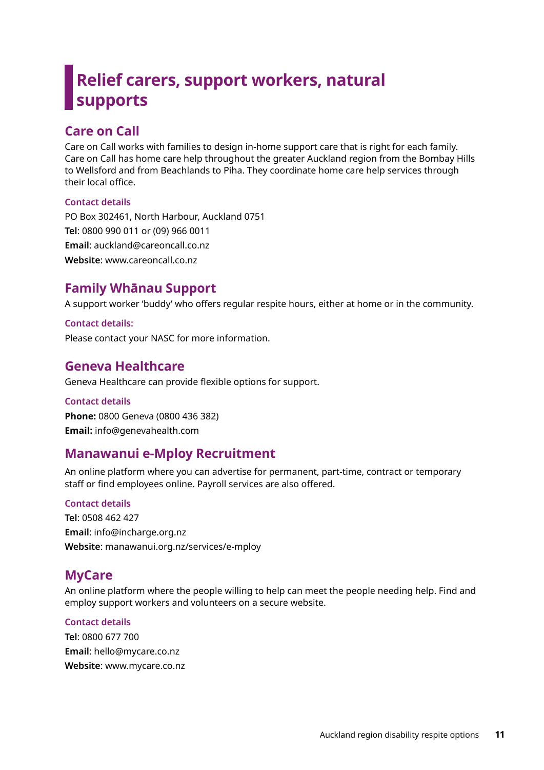# Relief carers, support workers, natural supports

## Care on Call

Care on Call works with families to design in-home support care that is right for each family. Care on Call has home care help throughout the greater Auckland region from the Bombay Hills to Wellsford and from Beachlands to Piha. They coordinate home care help services through their local office.

### Contact details

PO Box 302461, North Harbour, Auckland 0751

**Tel**: 0800 990 011 or (09) 966 0011

**Email**: auckland@careoncall.co.nz

**Website**: www.careoncall.co.nz

## Family Whānau Support

A support worker 'buddy' who offers regular respite hours, either at home or in the community.

### Contact details:

Please contact your NASC for more information.

## Geneva Healthcare

Geneva Healthcare can provide flexible options for support.

### Contact details

**Phone:** 0800 Geneva (0800 436 382)

**Email:** info@genevahealth.com

## Manawanui e-Mploy Recruitment

An online platform where you can advertise for permanent, part-time, contract or temporary staff or find employees online. Payroll services are also offered.

### Contact details

**Tel**: 0508 462 427

**Email**: info@incharge.org.nz

**Website**: manawanui.org.nz/services/e-mploy

## MyCare

An online platform where the people willing to help can meet the people needing help. Find and employ support workers and volunteers on a secure website.

### Contact details

**Tel**: 0800 677 700

**Email**: hello@mycare.co.nz

**Website**: www.mycare.co.nz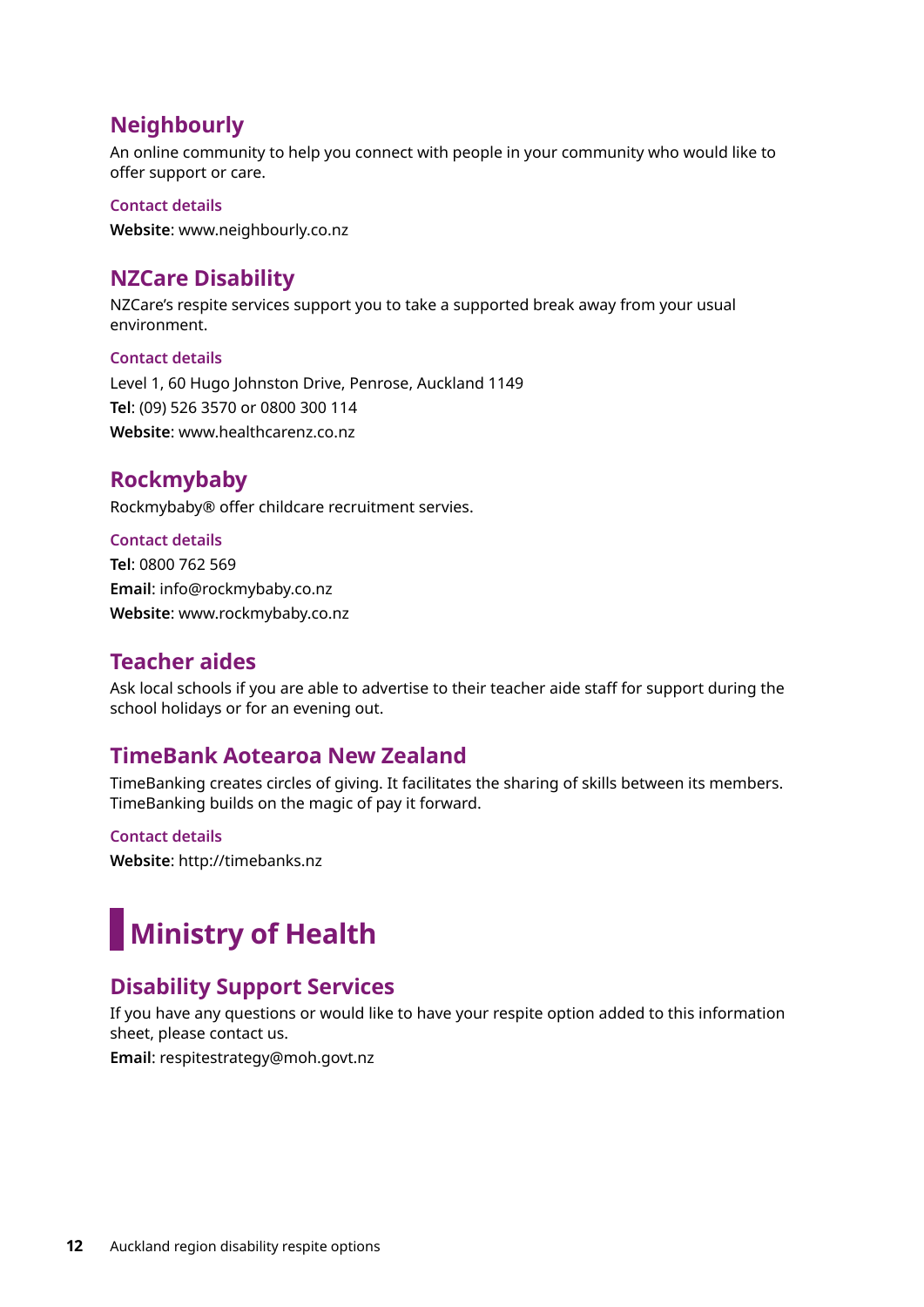### Neighbourly

An online community to help you connect with people in your community who would like to offer support or care.

#### Contact details

**Website**: www.neighbourly.co.nz

### NZCare Disability

NZCare's respite services support you to take a supported break away from your usual environment.

#### Contact details

Level 1, 60 Hugo Johnston Drive, Penrose, Auckland 1149
**Tel**: (09) 526 3570 or 0800 300 114
**Website**: www.healthcarenz.co.nz

### Rockmybaby

Rockmybaby® offer childcare recruitment servies.

#### Contact details

**Tel**: 0800 762 569
**Email**: info@rockmybaby.co.nz
**Website**: www.rockmybaby.co.nz

### Teacher aides

Ask local schools if you are able to advertise to their teacher aide staff for support during the school holidays or for an evening out.

### TimeBank Aotearoa New Zealand

TimeBanking creates circles of giving. It facilitates the sharing of skills between its members. TimeBanking builds on the magic of pay it forward.

#### Contact details

**Website**: http://timebanks.nz

## Ministry of Health

### Disability Support Services

If you have any questions or would like to have your respite option added to this information sheet, please contact us.

**Email**: respitestrategy@moh.govt.nz